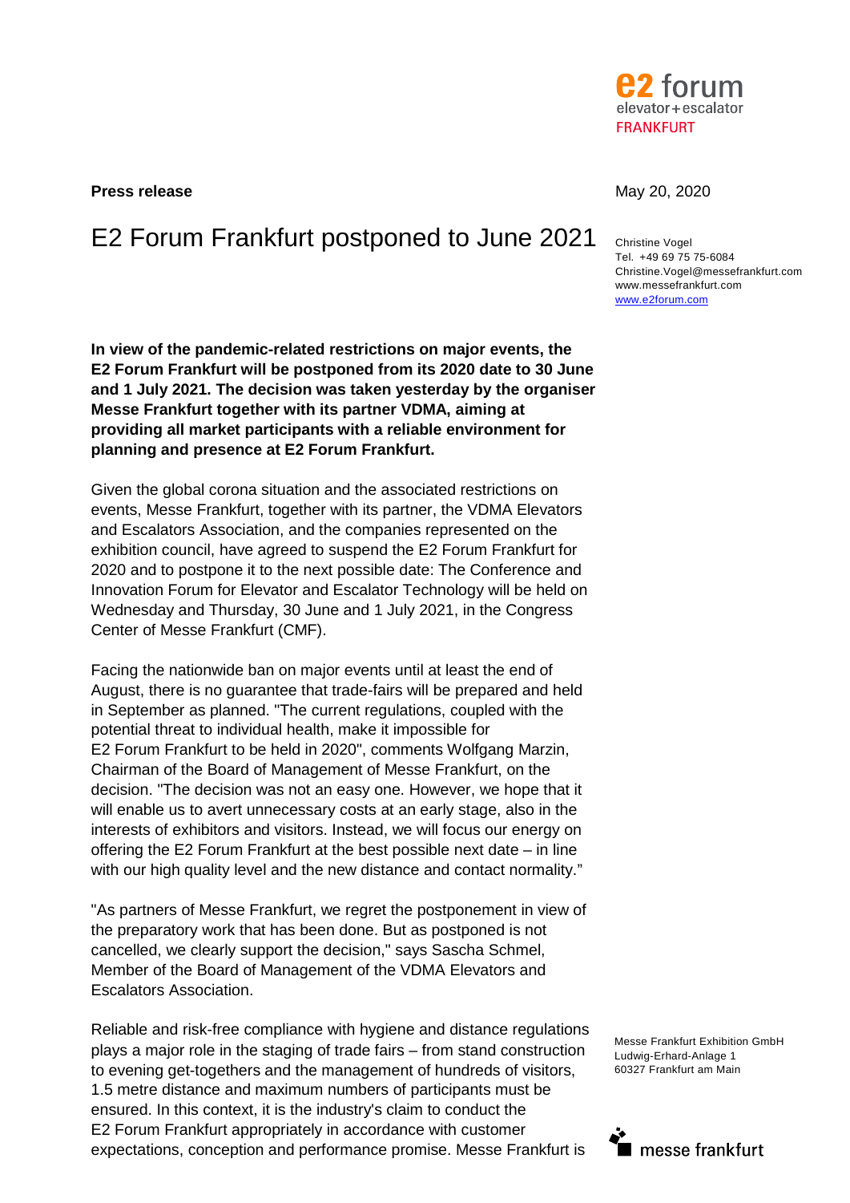**Press release**

May 20, 2020

# E2 Forum Frankfurt postponed to June 2021

Christine Vogel
Tel. +49 69 75 75-6084
Christine.Vogel@messefrankfurt.com
www.messefrankfurt.com
www.e2forum.com

**In view of the pandemic-related restrictions on major events, the E2 Forum Frankfurt will be postponed from its 2020 date to 30 June and 1 July 2021. The decision was taken yesterday by the organiser Messe Frankfurt together with its partner VDMA, aiming at providing all market participants with a reliable environment for planning and presence at E2 Forum Frankfurt.**

Given the global corona situation and the associated restrictions on events, Messe Frankfurt, together with its partner, the VDMA Elevators and Escalators Association, and the companies represented on the exhibition council, have agreed to suspend the E2 Forum Frankfurt for 2020 and to postpone it to the next possible date: The Conference and Innovation Forum for Elevator and Escalator Technology will be held on Wednesday and Thursday, 30 June and 1 July 2021, in the Congress Center of Messe Frankfurt (CMF).

Facing the nationwide ban on major events until at least the end of August, there is no guarantee that trade-fairs will be prepared and held in September as planned. "The current regulations, coupled with the potential threat to individual health, make it impossible for E2 Forum Frankfurt to be held in 2020", comments Wolfgang Marzin, Chairman of the Board of Management of Messe Frankfurt, on the decision. "The decision was not an easy one. However, we hope that it will enable us to avert unnecessary costs at an early stage, also in the interests of exhibitors and visitors. Instead, we will focus our energy on offering the E2 Forum Frankfurt at the best possible next date – in line with our high quality level and the new distance and contact normality."

"As partners of Messe Frankfurt, we regret the postponement in view of the preparatory work that has been done. But as postponed is not cancelled, we clearly support the decision," says Sascha Schmel, Member of the Board of Management of the VDMA Elevators and Escalators Association.

Reliable and risk-free compliance with hygiene and distance regulations plays a major role in the staging of trade fairs – from stand construction to evening get-togethers and the management of hundreds of visitors, 1.5 metre distance and maximum numbers of participants must be ensured. In this context, it is the industry's claim to conduct the E2 Forum Frankfurt appropriately in accordance with customer expectations, conception and performance promise. Messe Frankfurt is

Messe Frankfurt Exhibition GmbH
Ludwig-Erhard-Anlage 1
60327 Frankfurt am Main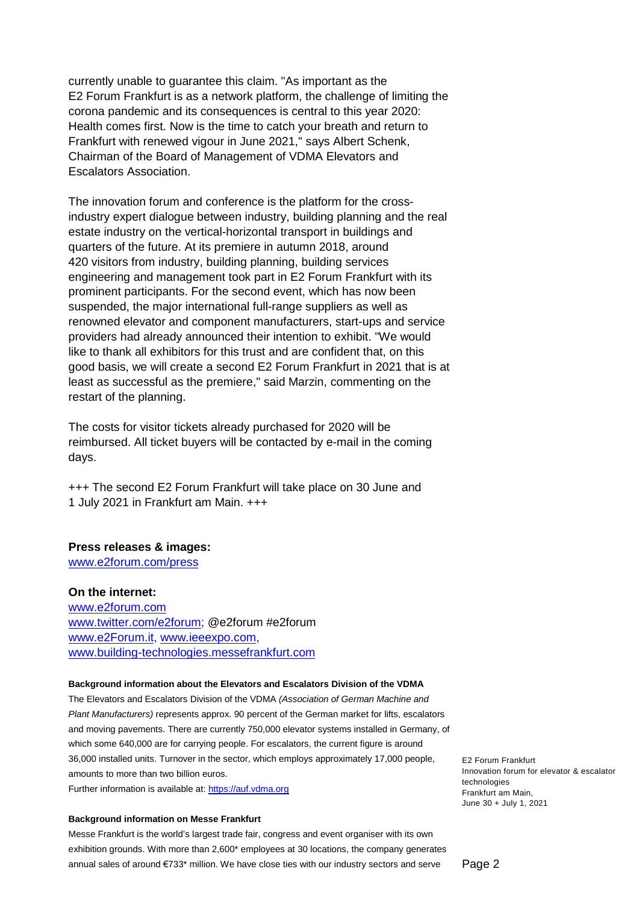currently unable to guarantee this claim. "As important as the E2 Forum Frankfurt is as a network platform, the challenge of limiting the corona pandemic and its consequences is central to this year 2020: Health comes first. Now is the time to catch your breath and return to Frankfurt with renewed vigour in June 2021," says Albert Schenk, Chairman of the Board of Management of VDMA Elevators and Escalators Association.

The innovation forum and conference is the platform for the cross-industry expert dialogue between industry, building planning and the real estate industry on the vertical-horizontal transport in buildings and quarters of the future. At its premiere in autumn 2018, around 420 visitors from industry, building planning, building services engineering and management took part in E2 Forum Frankfurt with its prominent participants. For the second event, which has now been suspended, the major international full-range suppliers as well as renowned elevator and component manufacturers, start-ups and service providers had already announced their intention to exhibit. "We would like to thank all exhibitors for this trust and are confident that, on this good basis, we will create a second E2 Forum Frankfurt in 2021 that is at least as successful as the premiere," said Marzin, commenting on the restart of the planning.

The costs for visitor tickets already purchased for 2020 will be reimbursed. All ticket buyers will be contacted by e-mail in the coming days.

+++ The second E2 Forum Frankfurt will take place on 30 June and 1 July 2021 in Frankfurt am Main. +++

**Press releases & images:**
www.e2forum.com/press

**On the internet:**
www.e2forum.com
www.twitter.com/e2forum; @e2forum #e2forum
www.e2Forum.it, www.ieeexpo.com,
www.building-technologies.messefrankfurt.com

**Background information about the Elevators and Escalators Division of the VDMA**

The Elevators and Escalators Division of the VDMA *(Association of German Machine and Plant Manufacturers)* represents approx. 90 percent of the German market for lifts, escalators and moving pavements. There are currently 750,000 elevator systems installed in Germany, of which some 640,000 are for carrying people. For escalators, the current figure is around 36,000 installed units. Turnover in the sector, which employs approximately 17,000 people, amounts to more than two billion euros.
Further information is available at: https://auf.vdma.org

**Background information on Messe Frankfurt**

Messe Frankfurt is the world's largest trade fair, congress and event organiser with its own exhibition grounds. With more than 2,600* employees at 30 locations, the company generates annual sales of around €733* million. We have close ties with our industry sectors and serve

E2 Forum Frankfurt
Innovation forum for elevator & escalator technologies
Frankfurt am Main,
June 30 + July 1, 2021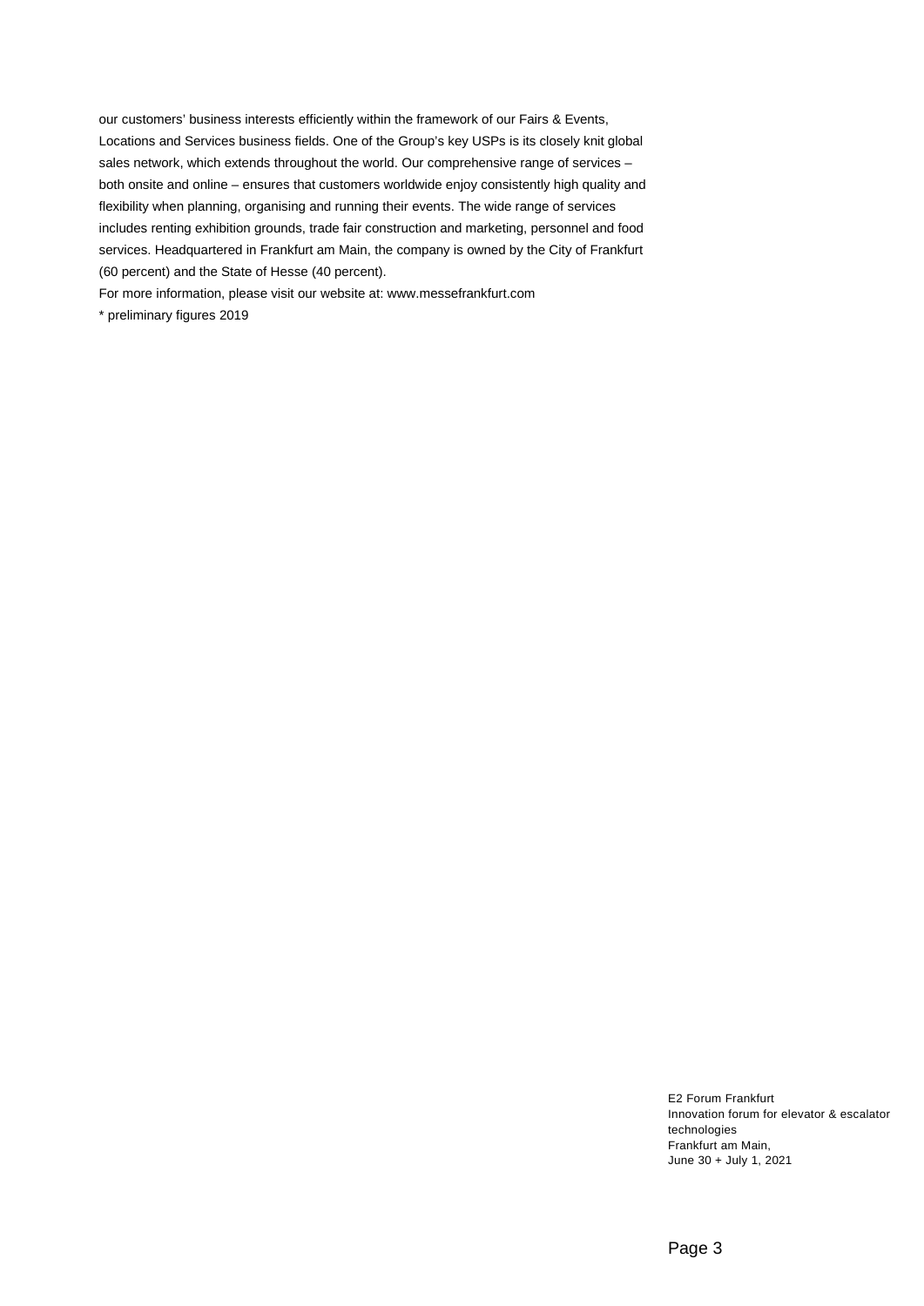our customers' business interests efficiently within the framework of our Fairs & Events, Locations and Services business fields. One of the Group's key USPs is its closely knit global sales network, which extends throughout the world. Our comprehensive range of services – both onsite and online – ensures that customers worldwide enjoy consistently high quality and flexibility when planning, organising and running their events. The wide range of services includes renting exhibition grounds, trade fair construction and marketing, personnel and food services. Headquartered in Frankfurt am Main, the company is owned by the City of Frankfurt (60 percent) and the State of Hesse (40 percent).

For more information, please visit our website at: www.messefrankfurt.com

* preliminary figures 2019